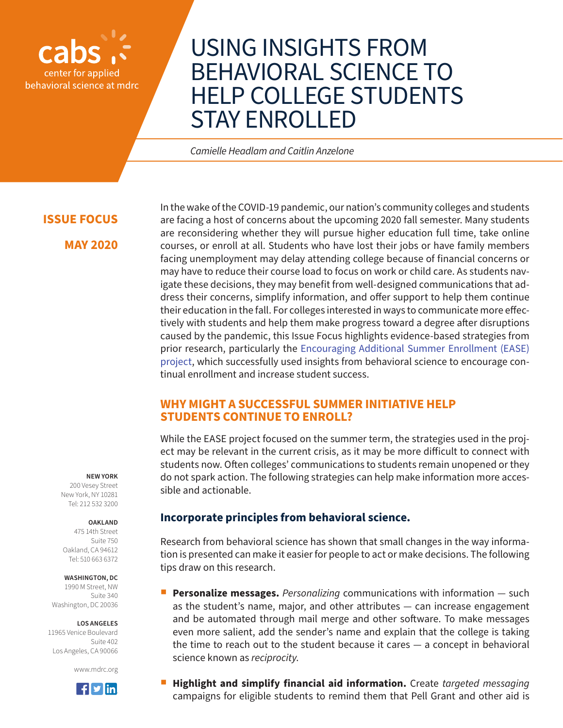cabs
center for applied behavioral science at mdrc

# USING INSIGHTS FROM BEHAVIORAL SCIENCE TO HELP COLLEGE STUDENTS STAY ENROLLED

*Camielle Headlam and Caitlin Anzelone*

**ISSUE FOCUS**

**MAY 2020**

In the wake of the COVID-19 pandemic, our nation's community colleges and students are facing a host of concerns about the upcoming 2020 fall semester. Many students are reconsidering whether they will pursue higher education full time, take online courses, or enroll at all. Students who have lost their jobs or have family members facing unemployment may delay attending college because of financial concerns or may have to reduce their course load to focus on work or child care. As students navigate these decisions, they may benefit from well-designed communications that address their concerns, simplify information, and offer support to help them continue their education in the fall. For colleges interested in ways to communicate more effectively with students and help them make progress toward a degree after disruptions caused by the pandemic, this Issue Focus highlights evidence-based strategies from prior research, particularly the Encouraging Additional Summer Enrollment (EASE) project, which successfully used insights from behavioral science to encourage continual enrollment and increase student success.

## WHY MIGHT A SUCCESSFUL SUMMER INITIATIVE HELP STUDENTS CONTINUE TO ENROLL?

While the EASE project focused on the summer term, the strategies used in the project may be relevant in the current crisis, as it may be more difficult to connect with students now. Often colleges' communications to students remain unopened or they do not spark action. The following strategies can help make information more accessible and actionable.

### Incorporate principles from behavioral science.

Research from behavioral science has shown that small changes in the way information is presented can make it easier for people to act or make decisions. The following tips draw on this research.

- **Personalize messages.** *Personalizing* communications with information — such as the student's name, major, and other attributes — can increase engagement and be automated through mail merge and other software. To make messages even more salient, add the sender's name and explain that the college is taking the time to reach out to the student because it cares — a concept in behavioral science known as *reciprocity*.
- **Highlight and simplify financial aid information.** Create *targeted messaging* campaigns for eligible students to remind them that Pell Grant and other aid is

**NEW YORK**
200 Vesey Street
New York, NY 10281
Tel: 212 532 3200

**OAKLAND**
475 14th Street
Suite 750
Oakland, CA 94612
Tel: 510 663 6372

**WASHINGTON, DC**
1990 M Street, NW
Suite 340
Washington, DC 20036

**LOS ANGELES**
11965 Venice Boulevard
Suite 402
Los Angeles, CA 90066

www.mdrc.org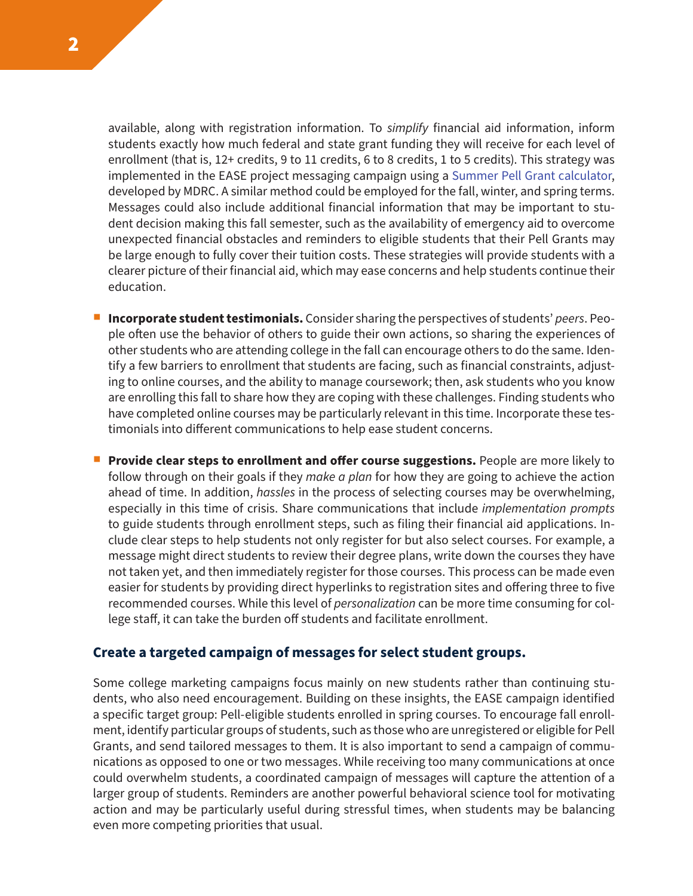available, along with registration information. To *simplify* financial aid information, inform students exactly how much federal and state grant funding they will receive for each level of enrollment (that is, 12+ credits, 9 to 11 credits, 6 to 8 credits, 1 to 5 credits). This strategy was implemented in the EASE project messaging campaign using a Summer Pell Grant calculator, developed by MDRC. A similar method could be employed for the fall, winter, and spring terms. Messages could also include additional financial information that may be important to student decision making this fall semester, such as the availability of emergency aid to overcome unexpected financial obstacles and reminders to eligible students that their Pell Grants may be large enough to fully cover their tuition costs. These strategies will provide students with a clearer picture of their financial aid, which may ease concerns and help students continue their education.

- **Incorporate student testimonials.** Consider sharing the perspectives of students' *peers*. People often use the behavior of others to guide their own actions, so sharing the experiences of other students who are attending college in the fall can encourage others to do the same. Identify a few barriers to enrollment that students are facing, such as financial constraints, adjusting to online courses, and the ability to manage coursework; then, ask students who you know are enrolling this fall to share how they are coping with these challenges. Finding students who have completed online courses may be particularly relevant in this time. Incorporate these testimonials into different communications to help ease student concerns.

- **Provide clear steps to enrollment and offer course suggestions.** People are more likely to follow through on their goals if they *make a plan* for how they are going to achieve the action ahead of time. In addition, *hassles* in the process of selecting courses may be overwhelming, especially in this time of crisis. Share communications that include *implementation prompts* to guide students through enrollment steps, such as filing their financial aid applications. Include clear steps to help students not only register for but also select courses. For example, a message might direct students to review their degree plans, write down the courses they have not taken yet, and then immediately register for those courses. This process can be made even easier for students by providing direct hyperlinks to registration sites and offering three to five recommended courses. While this level of *personalization* can be more time consuming for college staff, it can take the burden off students and facilitate enrollment.

### Create a targeted campaign of messages for select student groups.

Some college marketing campaigns focus mainly on new students rather than continuing students, who also need encouragement. Building on these insights, the EASE campaign identified a specific target group: Pell-eligible students enrolled in spring courses. To encourage fall enrollment, identify particular groups of students, such as those who are unregistered or eligible for Pell Grants, and send tailored messages to them. It is also important to send a campaign of communications as opposed to one or two messages. While receiving too many communications at once could overwhelm students, a coordinated campaign of messages will capture the attention of a larger group of students. Reminders are another powerful behavioral science tool for motivating action and may be particularly useful during stressful times, when students may be balancing even more competing priorities that usual.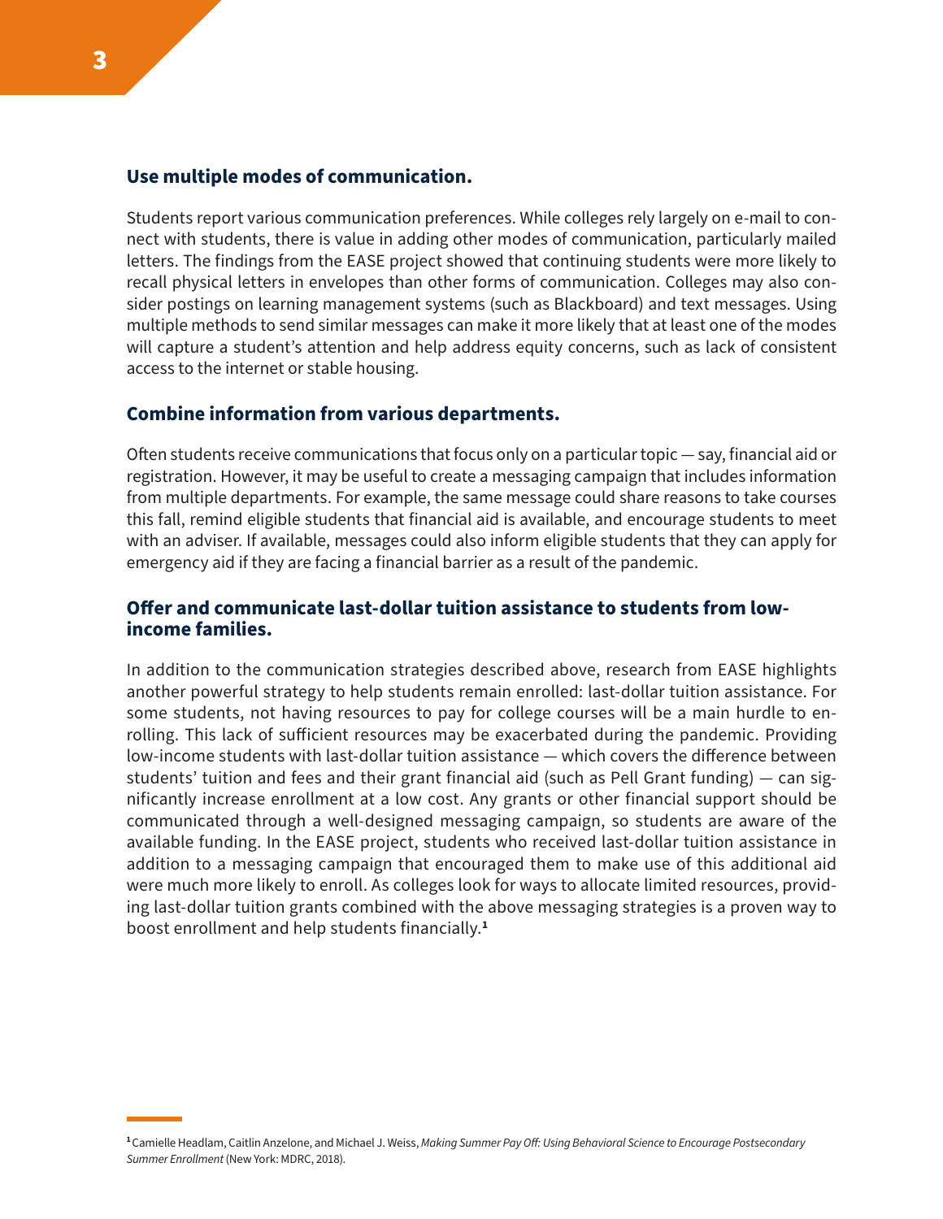### Use multiple modes of communication.

Students report various communication preferences. While colleges rely largely on e-mail to connect with students, there is value in adding other modes of communication, particularly mailed letters. The findings from the EASE project showed that continuing students were more likely to recall physical letters in envelopes than other forms of communication. Colleges may also consider postings on learning management systems (such as Blackboard) and text messages. Using multiple methods to send similar messages can make it more likely that at least one of the modes will capture a student's attention and help address equity concerns, such as lack of consistent access to the internet or stable housing.

### Combine information from various departments.

Often students receive communications that focus only on a particular topic — say, financial aid or registration. However, it may be useful to create a messaging campaign that includes information from multiple departments. For example, the same message could share reasons to take courses this fall, remind eligible students that financial aid is available, and encourage students to meet with an adviser. If available, messages could also inform eligible students that they can apply for emergency aid if they are facing a financial barrier as a result of the pandemic.

### Offer and communicate last-dollar tuition assistance to students from low-income families.

In addition to the communication strategies described above, research from EASE highlights another powerful strategy to help students remain enrolled: last-dollar tuition assistance. For some students, not having resources to pay for college courses will be a main hurdle to enrolling. This lack of sufficient resources may be exacerbated during the pandemic. Providing low-income students with last-dollar tuition assistance — which covers the difference between students' tuition and fees and their grant financial aid (such as Pell Grant funding) — can significantly increase enrollment at a low cost. Any grants or other financial support should be communicated through a well-designed messaging campaign, so students are aware of the available funding. In the EASE project, students who received last-dollar tuition assistance in addition to a messaging campaign that encouraged them to make use of this additional aid were much more likely to enroll. As colleges look for ways to allocate limited resources, providing last-dollar tuition grants combined with the above messaging strategies is a proven way to boost enrollment and help students financially.[1]

---

[1] Camielle Headlam, Caitlin Anzelone, and Michael J. Weiss, *Making Summer Pay Off: Using Behavioral Science to Encourage Postsecondary Summer Enrollment* (New York: MDRC, 2018).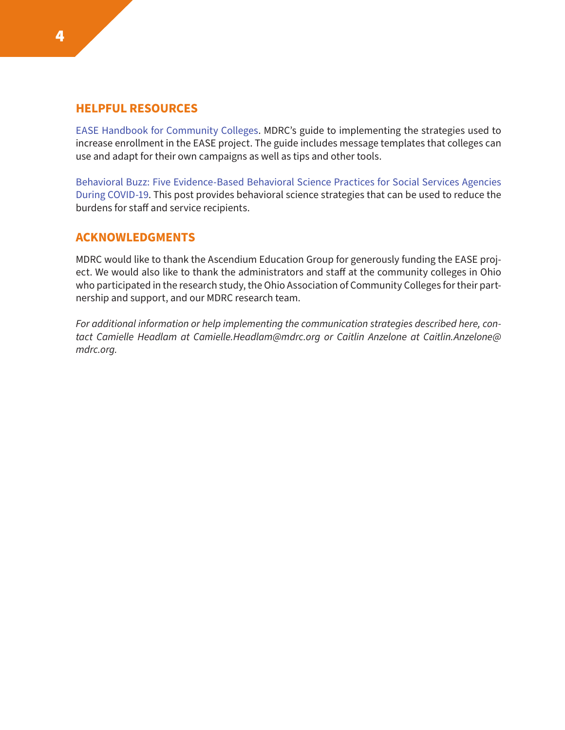## HELPFUL RESOURCES

EASE Handbook for Community Colleges. MDRC's guide to implementing the strategies used to increase enrollment in the EASE project. The guide includes message templates that colleges can use and adapt for their own campaigns as well as tips and other tools.

Behavioral Buzz: Five Evidence-Based Behavioral Science Practices for Social Services Agencies During COVID-19. This post provides behavioral science strategies that can be used to reduce the burdens for staff and service recipients.

## ACKNOWLEDGMENTS

MDRC would like to thank the Ascendium Education Group for generously funding the EASE project. We would also like to thank the administrators and staff at the community colleges in Ohio who participated in the research study, the Ohio Association of Community Colleges for their partnership and support, and our MDRC research team.

*For additional information or help implementing the communication strategies described here, contact Camielle Headlam at Camielle.Headlam@mdrc.org or Caitlin Anzelone at Caitlin.Anzelone@mdrc.org.*